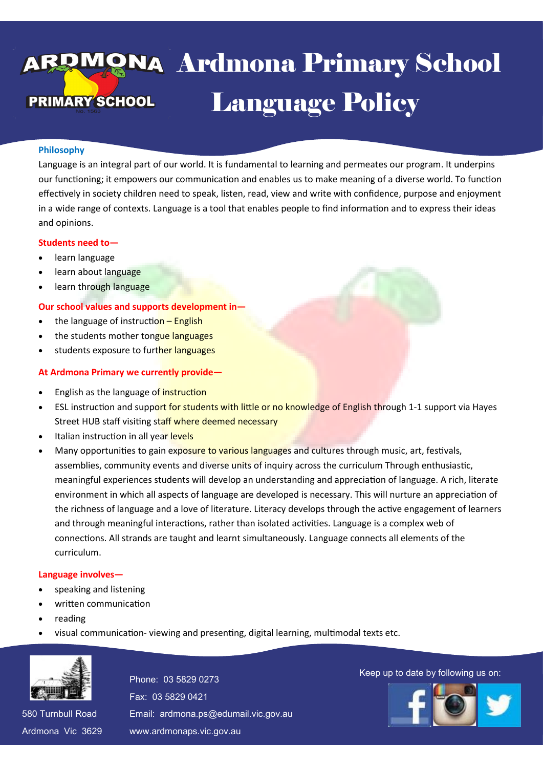# Ardmona Primary School Language Policy

### Philosophy

Language is an integral part of our world. It is fundamental to learning and permeates our program. It underpins our functioning; it empowers our communication and enables us to make meaning of a diverse world. To function effectively in society children need to speak, listen, read, view and write with confidence, purpose and enjoyment in a wide range of contexts. Language is a tool that enables people to find information and to express their ideas and opinions.

### Students need to—

- learn language
- learn about language
- learn through language

### Our school values and supports development in—

- the language of instruction – English
- the students mother tongue languages
- students exposure to further languages

### At Ardmona Primary we currently provide—

- English as the language of instruction
- ESL instruction and support for students with little or no knowledge of English through 1-1 support via Hayes Street HUB staff visiting staff where deemed necessary
- Italian instruction in all year levels
- Many opportunities to gain exposure to various languages and cultures through music, art, festivals, assemblies, community events and diverse units of inquiry across the curriculum Through enthusiastic, meaningful experiences students will develop an understanding and appreciation of language. A rich, literate environment in which all aspects of language are developed is necessary. This will nurture an appreciation of the richness of language and a love of literature. Literacy develops through the active engagement of learners and through meaningful interactions, rather than isolated activities. Language is a complex web of connections. All strands are taught and learnt simultaneously. Language connects all elements of the curriculum.

### Language involves—

- speaking and listening
- written communication
- reading
- visual communication- viewing and presenting, digital learning, multimodal texts etc.

580 Turnbull Road
Ardmona Vic 3629

Phone: 03 5829 0273
Fax: 03 5829 0421
Email: ardmona.ps@edumail.vic.gov.au
www.ardmonaps.vic.gov.au

Keep up to date by following us on: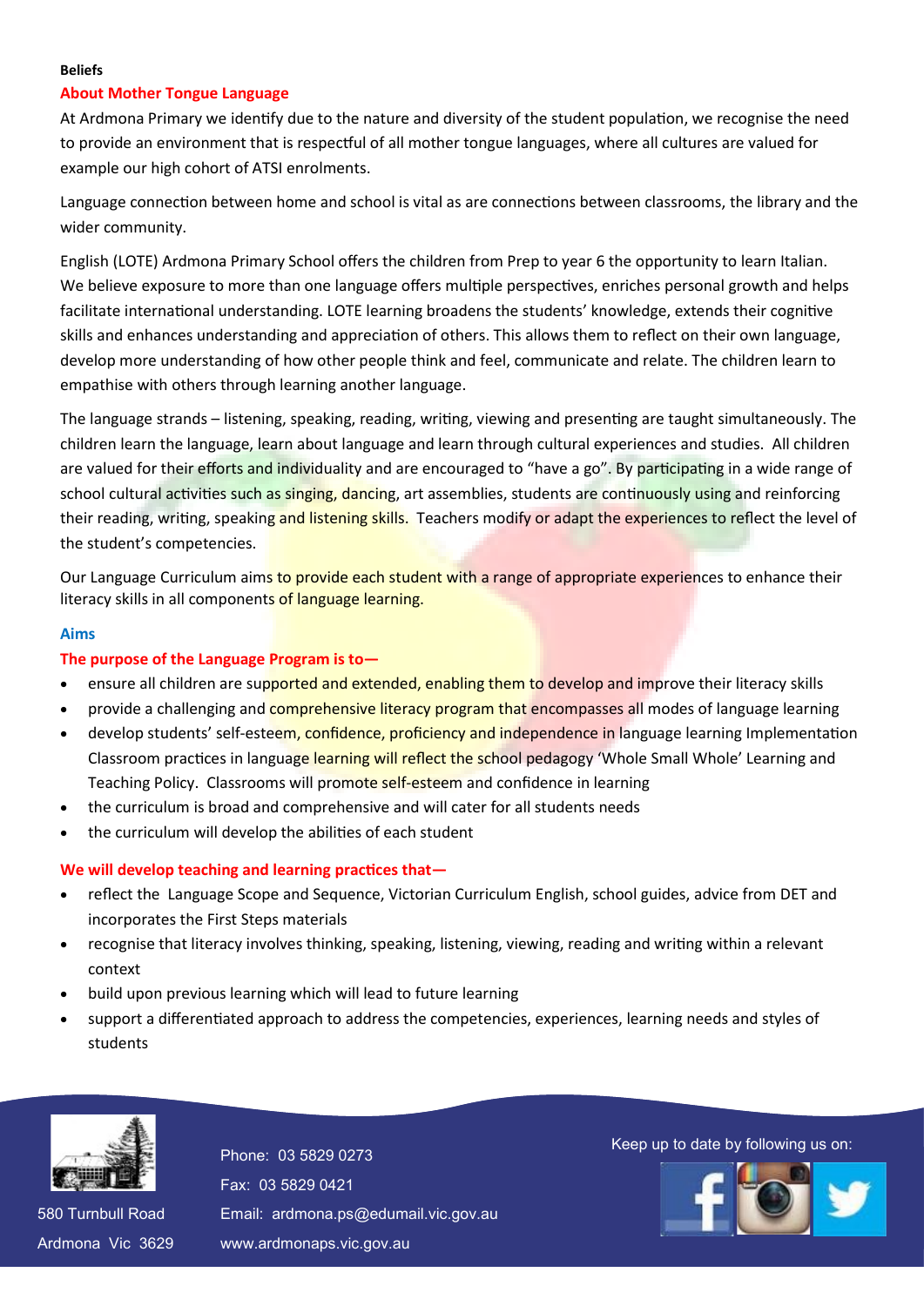**Beliefs**

## About Mother Tongue Language

At Ardmona Primary we identify due to the nature and diversity of the student population, we recognise the need to provide an environment that is respectful of all mother tongue languages, where all cultures are valued for example our high cohort of ATSI enrolments.

Language connection between home and school is vital as are connections between classrooms, the library and the wider community.

English (LOTE) Ardmona Primary School offers the children from Prep to year 6 the opportunity to learn Italian. We believe exposure to more than one language offers multiple perspectives, enriches personal growth and helps facilitate international understanding. LOTE learning broadens the students' knowledge, extends their cognitive skills and enhances understanding and appreciation of others. This allows them to reflect on their own language, develop more understanding of how other people think and feel, communicate and relate. The children learn to empathise with others through learning another language.

The language strands – listening, speaking, reading, writing, viewing and presenting are taught simultaneously. The children learn the language, learn about language and learn through cultural experiences and studies. All children are valued for their efforts and individuality and are encouraged to "have a go". By participating in a wide range of school cultural activities such as singing, dancing, art assemblies, students are continuously using and reinforcing their reading, writing, speaking and listening skills. Teachers modify or adapt the experiences to reflect the level of the student's competencies.

Our Language Curriculum aims to provide each student with a range of appropriate experiences to enhance their literacy skills in all components of language learning.

## Aims

### The purpose of the Language Program is to—

- ensure all children are supported and extended, enabling them to develop and improve their literacy skills
- provide a challenging and comprehensive literacy program that encompasses all modes of language learning
- develop students' self-esteem, confidence, proficiency and independence in language learning Implementation Classroom practices in language learning will reflect the school pedagogy 'Whole Small Whole' Learning and Teaching Policy. Classrooms will promote self-esteem and confidence in learning
- the curriculum is broad and comprehensive and will cater for all students needs
- the curriculum will develop the abilities of each student

### We will develop teaching and learning practices that—

- reflect the Language Scope and Sequence, Victorian Curriculum English, school guides, advice from DET and incorporates the First Steps materials
- recognise that literacy involves thinking, speaking, listening, viewing, reading and writing within a relevant context
- build upon previous learning which will lead to future learning
- support a differentiated approach to address the competencies, experiences, learning needs and styles of students

580 Turnbull Road
Ardmona Vic 3629

Phone: 03 5829 0273
Fax: 03 5829 0421
Email: ardmona.ps@edumail.vic.gov.au
www.ardmonaps.vic.gov.au

Keep up to date by following us on: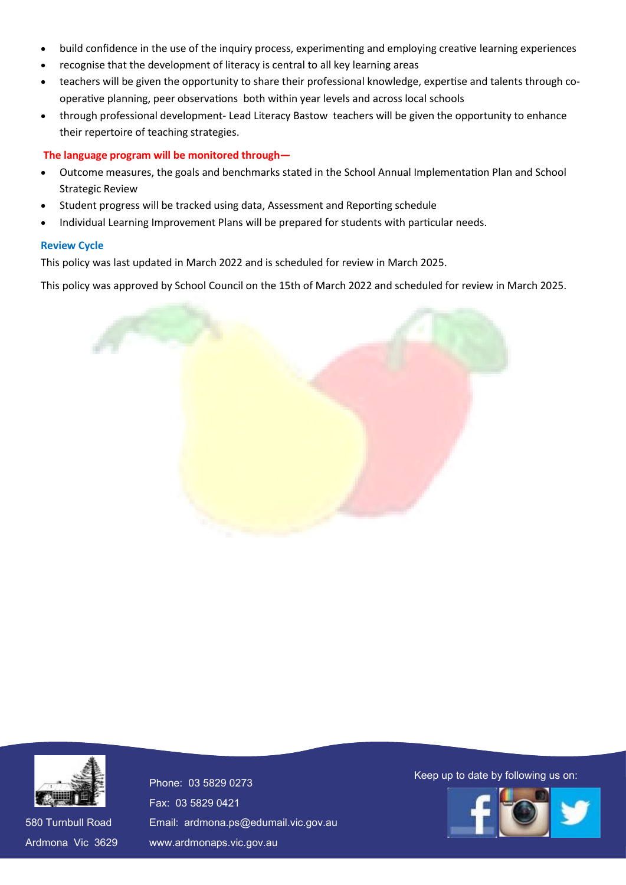- build confidence in the use of the inquiry process, experimenting and employing creative learning experiences
- recognise that the development of literacy is central to all key learning areas
- teachers will be given the opportunity to share their professional knowledge, expertise and talents through co-operative planning, peer observations both within year levels and across local schools
- through professional development- Lead Literacy Bastow teachers will be given the opportunity to enhance their repertoire of teaching strategies.

**The language program will be monitored through—**

- Outcome measures, the goals and benchmarks stated in the School Annual Implementation Plan and School Strategic Review
- Student progress will be tracked using data, Assessment and Reporting schedule
- Individual Learning Improvement Plans will be prepared for students with particular needs.

**Review Cycle**

This policy was last updated in March 2022 and is scheduled for review in March 2025.

This policy was approved by School Council on the 15th of March 2022 and scheduled for review in March 2025.

580 Turnbull Road
Ardmona Vic 3629

Phone: 03 5829 0273
Fax: 03 5829 0421
Email: ardmona.ps@edumail.vic.gov.au
www.ardmonaps.vic.gov.au

Keep up to date by following us on: